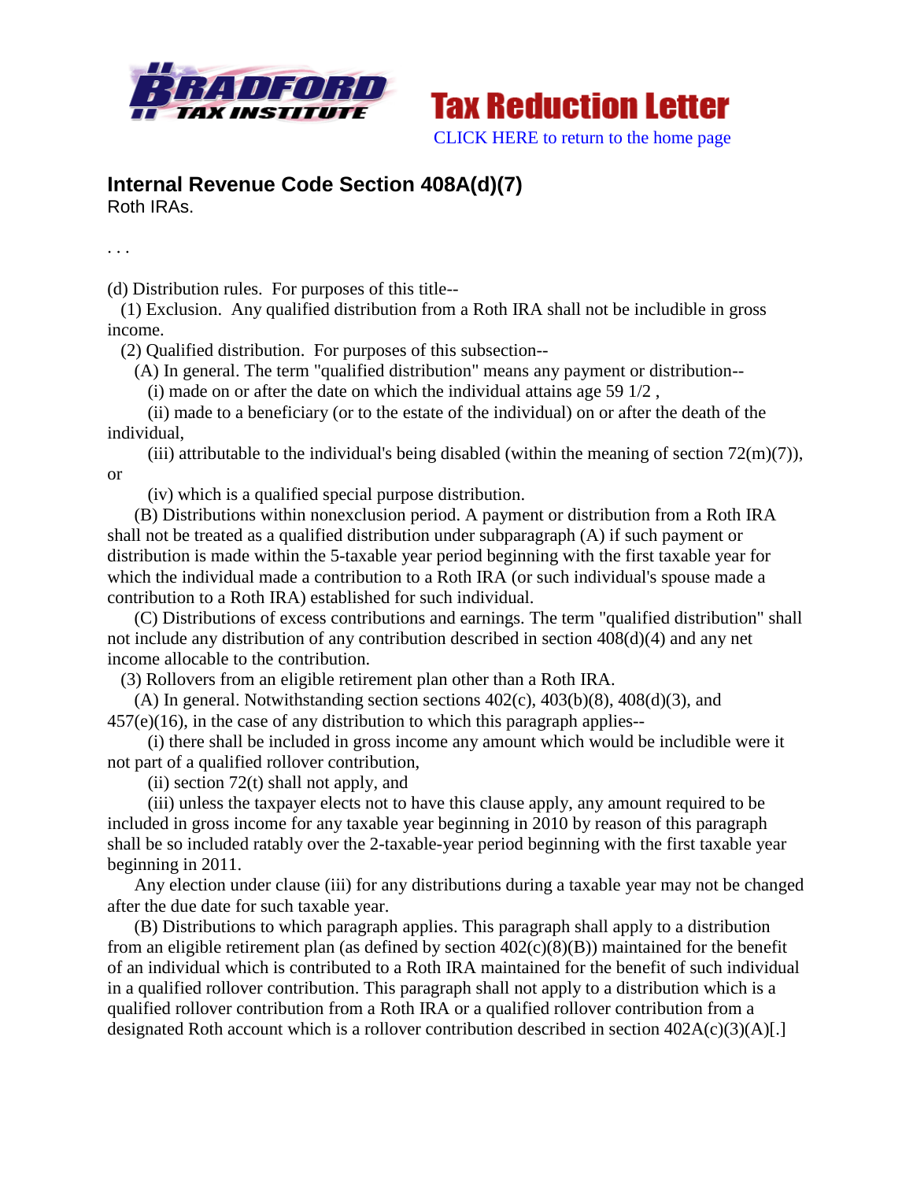**BRADFORD TAX INSTITUTE**

**Tax Reduction Letter**

CLICK HERE to return to the home page

## Internal Revenue Code Section 408A(d)(7)

Roth IRAs.

. . .

(d) Distribution rules. For purposes of this title--

(1) Exclusion. Any qualified distribution from a Roth IRA shall not be includible in gross income.

(2) Qualified distribution. For purposes of this subsection--

(A) In general. The term "qualified distribution" means any payment or distribution--

(i) made on or after the date on which the individual attains age 59 1/2 ,

(ii) made to a beneficiary (or to the estate of the individual) on or after the death of the individual,

(iii) attributable to the individual's being disabled (within the meaning of section 72(m)(7)), or

(iv) which is a qualified special purpose distribution.

(B) Distributions within nonexclusion period. A payment or distribution from a Roth IRA shall not be treated as a qualified distribution under subparagraph (A) if such payment or distribution is made within the 5-taxable year period beginning with the first taxable year for which the individual made a contribution to a Roth IRA (or such individual's spouse made a contribution to a Roth IRA) established for such individual.

(C) Distributions of excess contributions and earnings. The term "qualified distribution" shall not include any distribution of any contribution described in section 408(d)(4) and any net income allocable to the contribution.

(3) Rollovers from an eligible retirement plan other than a Roth IRA.

(A) In general. Notwithstanding section sections 402(c), 403(b)(8), 408(d)(3), and 457(e)(16), in the case of any distribution to which this paragraph applies--

(i) there shall be included in gross income any amount which would be includible were it not part of a qualified rollover contribution,

(ii) section 72(t) shall not apply, and

(iii) unless the taxpayer elects not to have this clause apply, any amount required to be included in gross income for any taxable year beginning in 2010 by reason of this paragraph shall be so included ratably over the 2-taxable-year period beginning with the first taxable year beginning in 2011.

Any election under clause (iii) for any distributions during a taxable year may not be changed after the due date for such taxable year.

(B) Distributions to which paragraph applies. This paragraph shall apply to a distribution from an eligible retirement plan (as defined by section 402(c)(8)(B)) maintained for the benefit of an individual which is contributed to a Roth IRA maintained for the benefit of such individual in a qualified rollover contribution. This paragraph shall not apply to a distribution which is a qualified rollover contribution from a Roth IRA or a qualified rollover contribution from a designated Roth account which is a rollover contribution described in section 402A(c)(3)(A)[.]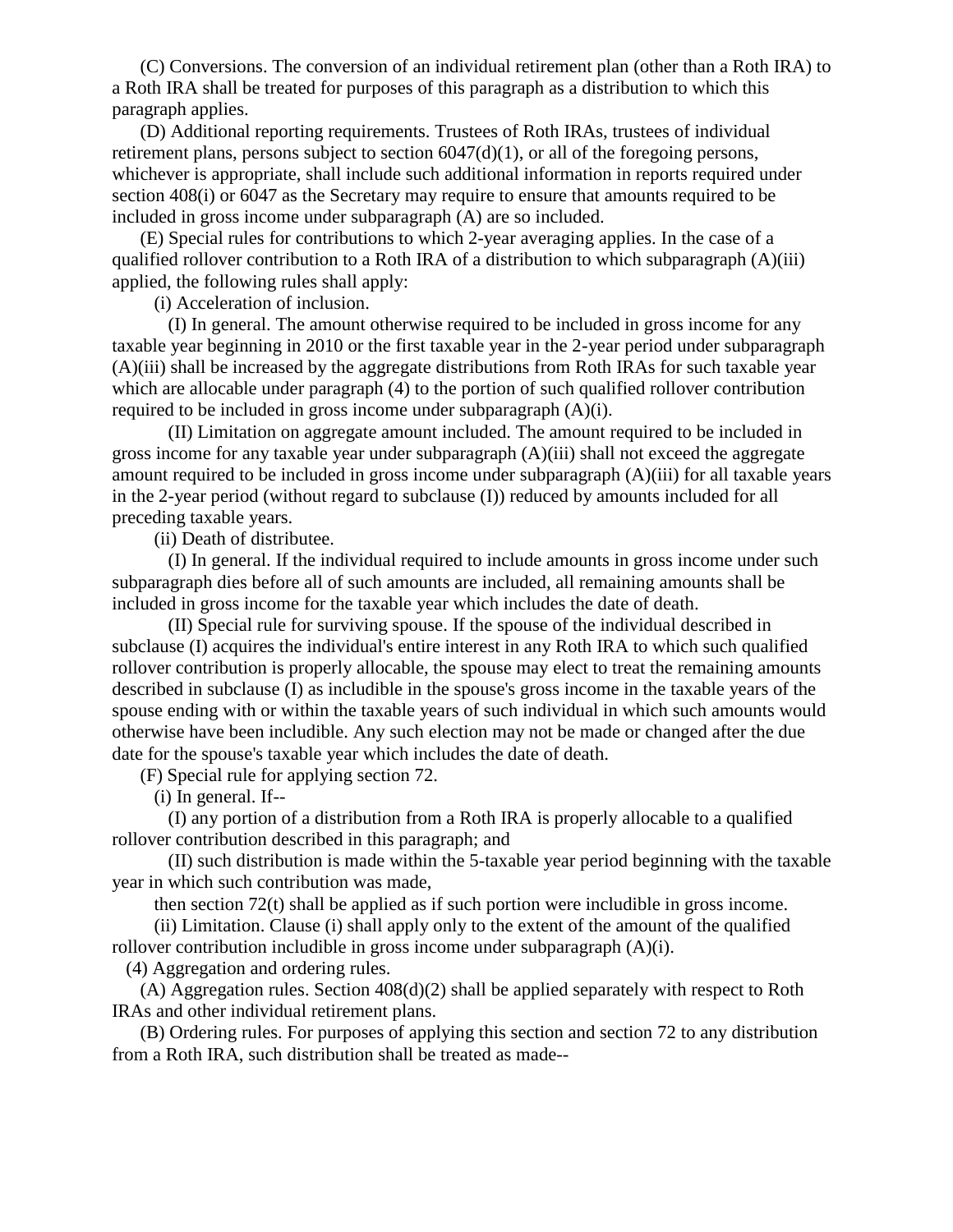(C) Conversions. The conversion of an individual retirement plan (other than a Roth IRA) to a Roth IRA shall be treated for purposes of this paragraph as a distribution to which this paragraph applies.

(D) Additional reporting requirements. Trustees of Roth IRAs, trustees of individual retirement plans, persons subject to section 6047(d)(1), or all of the foregoing persons, whichever is appropriate, shall include such additional information in reports required under section 408(i) or 6047 as the Secretary may require to ensure that amounts required to be included in gross income under subparagraph (A) are so included.

(E) Special rules for contributions to which 2-year averaging applies. In the case of a qualified rollover contribution to a Roth IRA of a distribution to which subparagraph (A)(iii) applied, the following rules shall apply:

(i) Acceleration of inclusion.

(I) In general. The amount otherwise required to be included in gross income for any taxable year beginning in 2010 or the first taxable year in the 2-year period under subparagraph (A)(iii) shall be increased by the aggregate distributions from Roth IRAs for such taxable year which are allocable under paragraph (4) to the portion of such qualified rollover contribution required to be included in gross income under subparagraph (A)(i).

(II) Limitation on aggregate amount included. The amount required to be included in gross income for any taxable year under subparagraph (A)(iii) shall not exceed the aggregate amount required to be included in gross income under subparagraph (A)(iii) for all taxable years in the 2-year period (without regard to subclause (I)) reduced by amounts included for all preceding taxable years.

(ii) Death of distributee.

(I) In general. If the individual required to include amounts in gross income under such subparagraph dies before all of such amounts are included, all remaining amounts shall be included in gross income for the taxable year which includes the date of death.

(II) Special rule for surviving spouse. If the spouse of the individual described in subclause (I) acquires the individual's entire interest in any Roth IRA to which such qualified rollover contribution is properly allocable, the spouse may elect to treat the remaining amounts described in subclause (I) as includible in the spouse's gross income in the taxable years of the spouse ending with or within the taxable years of such individual in which such amounts would otherwise have been includible. Any such election may not be made or changed after the due date for the spouse's taxable year which includes the date of death.

(F) Special rule for applying section 72.

(i) In general. If--

(I) any portion of a distribution from a Roth IRA is properly allocable to a qualified rollover contribution described in this paragraph; and

(II) such distribution is made within the 5-taxable year period beginning with the taxable year in which such contribution was made,

then section 72(t) shall be applied as if such portion were includible in gross income.

(ii) Limitation. Clause (i) shall apply only to the extent of the amount of the qualified rollover contribution includible in gross income under subparagraph (A)(i).

(4) Aggregation and ordering rules.

(A) Aggregation rules. Section 408(d)(2) shall be applied separately with respect to Roth IRAs and other individual retirement plans.

(B) Ordering rules. For purposes of applying this section and section 72 to any distribution from a Roth IRA, such distribution shall be treated as made--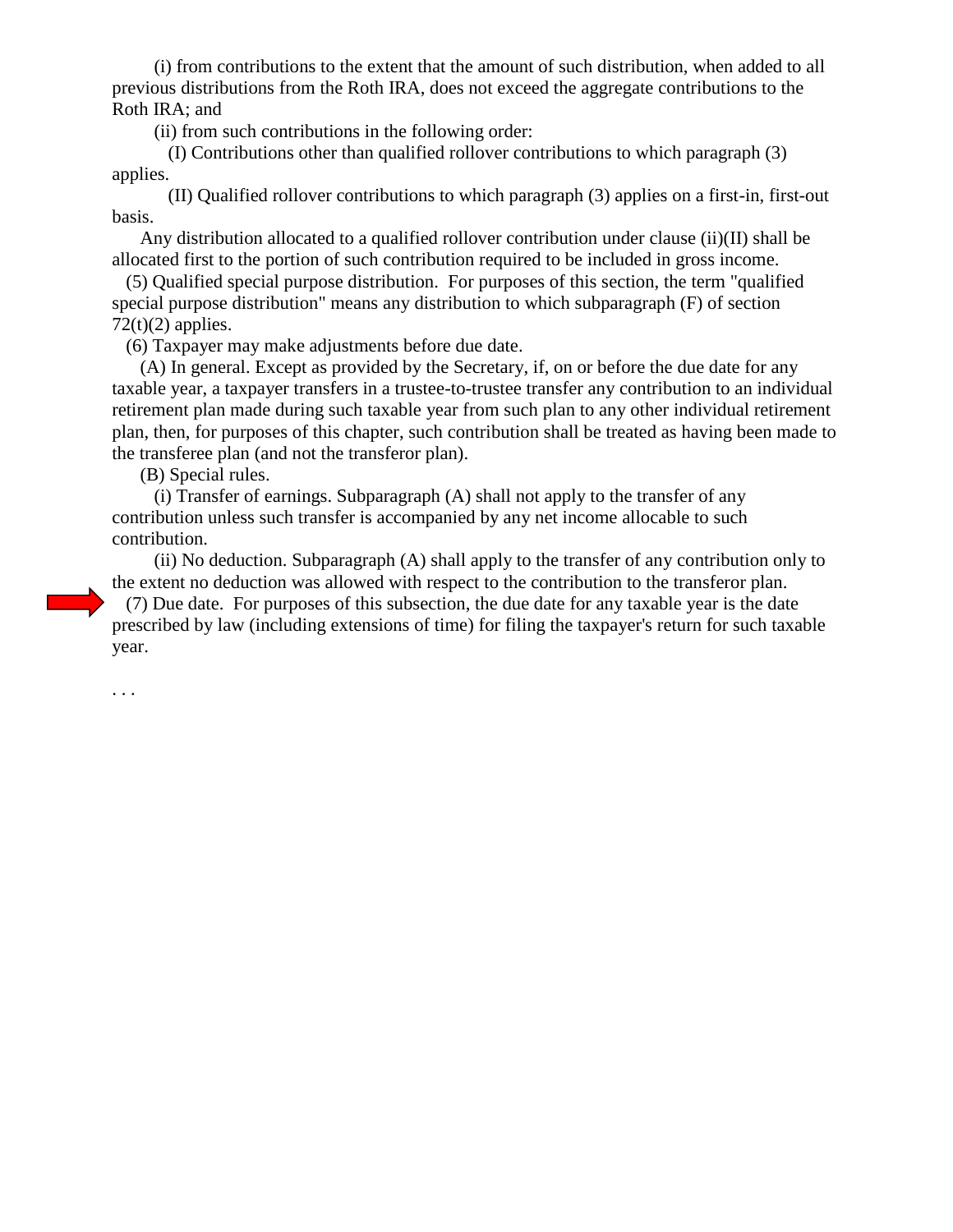(i) from contributions to the extent that the amount of such distribution, when added to all previous distributions from the Roth IRA, does not exceed the aggregate contributions to the Roth IRA; and

(ii) from such contributions in the following order:

(I) Contributions other than qualified rollover contributions to which paragraph (3) applies.

(II) Qualified rollover contributions to which paragraph (3) applies on a first-in, first-out basis.

Any distribution allocated to a qualified rollover contribution under clause (ii)(II) shall be allocated first to the portion of such contribution required to be included in gross income.

(5) Qualified special purpose distribution. For purposes of this section, the term "qualified special purpose distribution" means any distribution to which subparagraph (F) of section 72(t)(2) applies.

(6) Taxpayer may make adjustments before due date.

(A) In general. Except as provided by the Secretary, if, on or before the due date for any taxable year, a taxpayer transfers in a trustee-to-trustee transfer any contribution to an individual retirement plan made during such taxable year from such plan to any other individual retirement plan, then, for purposes of this chapter, such contribution shall be treated as having been made to the transferee plan (and not the transferor plan).

(B) Special rules.

(i) Transfer of earnings. Subparagraph (A) shall not apply to the transfer of any contribution unless such transfer is accompanied by any net income allocable to such contribution.

(ii) No deduction. Subparagraph (A) shall apply to the transfer of any contribution only to the extent no deduction was allowed with respect to the contribution to the transferor plan.

(7) Due date. For purposes of this subsection, the due date for any taxable year is the date prescribed by law (including extensions of time) for filing the taxpayer's return for such taxable year.

. . .